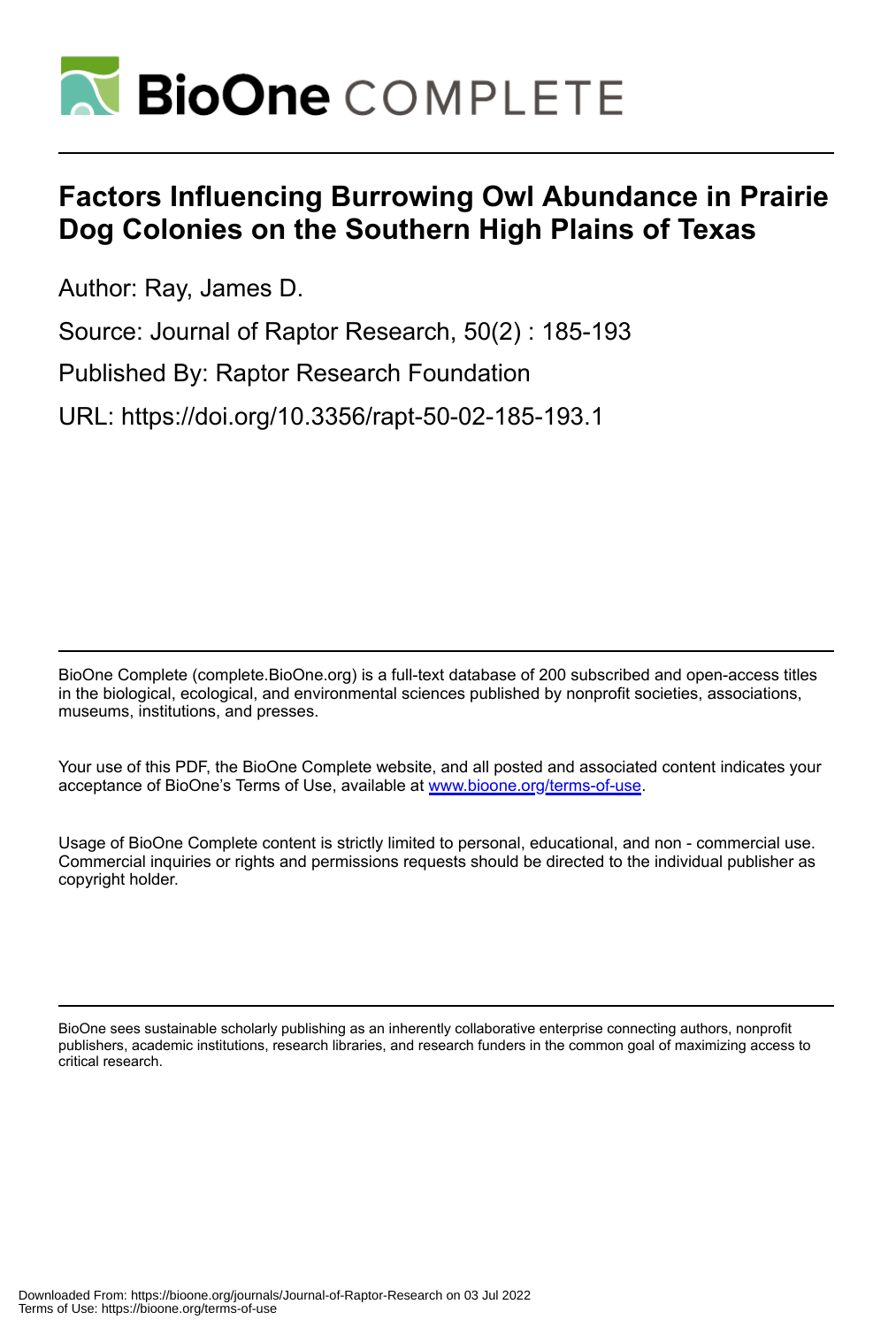# Factors Influencing Burrowing Owl Abundance in Prairie Dog Colonies on the Southern High Plains of Texas

Author: Ray, James D.

Source: Journal of Raptor Research, 50(2) : 185-193

Published By: Raptor Research Foundation

URL: https://doi.org/10.3356/rapt-50-02-185-193.1

BioOne Complete (complete.BioOne.org) is a full-text database of 200 subscribed and open-access titles in the biological, ecological, and environmental sciences published by nonprofit societies, associations, museums, institutions, and presses.

Your use of this PDF, the BioOne Complete website, and all posted and associated content indicates your acceptance of BioOne's Terms of Use, available at www.bioone.org/terms-of-use.

Usage of BioOne Complete content is strictly limited to personal, educational, and non - commercial use. Commercial inquiries or rights and permissions requests should be directed to the individual publisher as copyright holder.

BioOne sees sustainable scholarly publishing as an inherently collaborative enterprise connecting authors, nonprofit publishers, academic institutions, research libraries, and research funders in the common goal of maximizing access to critical research.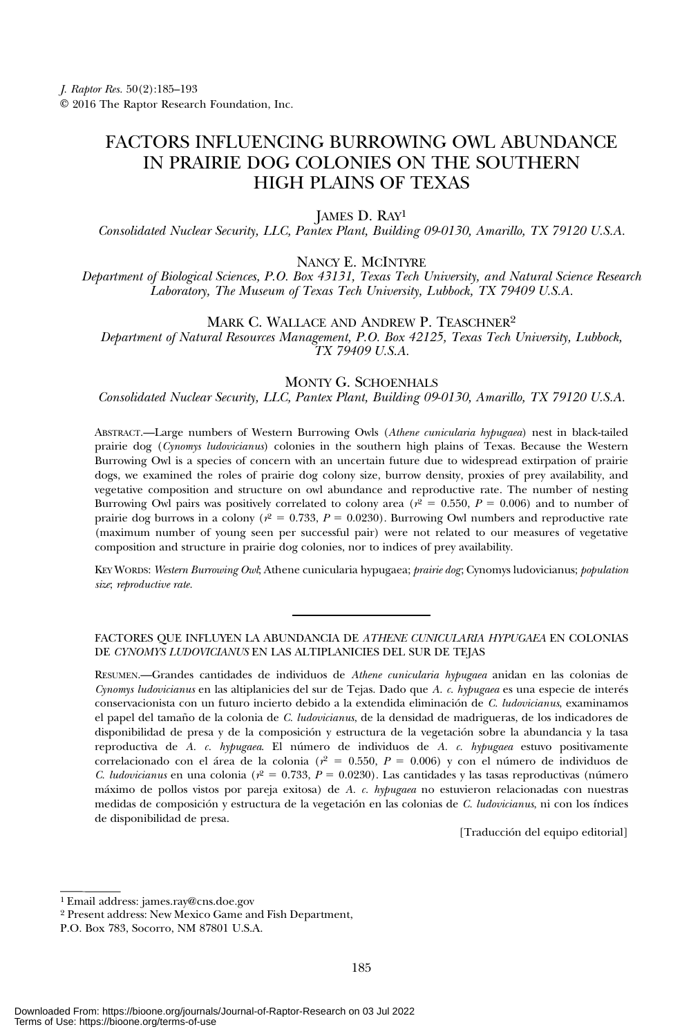# FACTORS INFLUENCING BURROWING OWL ABUNDANCE IN PRAIRIE DOG COLONIES ON THE SOUTHERN HIGH PLAINS OF TEXAS

JAMES D. RAY[1]

*Consolidated Nuclear Security, LLC, Pantex Plant, Building 09-0130, Amarillo, TX 79120 U.S.A.*

NANCY E. MCINTYRE

*Department of Biological Sciences, P.O. Box 43131, Texas Tech University, and Natural Science Research Laboratory, The Museum of Texas Tech University, Lubbock, TX 79409 U.S.A.*

MARK C. WALLACE AND ANDREW P. TEASCHNER[2]

*Department of Natural Resources Management, P.O. Box 42125, Texas Tech University, Lubbock, TX 79409 U.S.A.*

MONTY G. SCHOENHALS

*Consolidated Nuclear Security, LLC, Pantex Plant, Building 09-0130, Amarillo, TX 79120 U.S.A.*

ABSTRACT.—Large numbers of Western Burrowing Owls (*Athene cunicularia hypugaea*) nest in black-tailed prairie dog (*Cynomys ludovicianus*) colonies in the southern high plains of Texas. Because the Western Burrowing Owl is a species of concern with an uncertain future due to widespread extirpation of prairie dogs, we examined the roles of prairie dog colony size, burrow density, proxies of prey availability, and vegetative composition and structure on owl abundance and reproductive rate. The number of nesting Burrowing Owl pairs was positively correlated to colony area ($r^2 = 0.550$, $P = 0.006$) and to number of prairie dog burrows in a colony ($r^2 = 0.733$, $P = 0.0230$). Burrowing Owl numbers and reproductive rate (maximum number of young seen per successful pair) were not related to our measures of vegetative composition and structure in prairie dog colonies, nor to indices of prey availability.

KEY WORDS: *Western Burrowing Owl*; Athene cunicularia hypugaea; *prairie dog*; Cynomys ludovicianus; *population size*; *reproductive rate*.

---

FACTORES QUE INFLUYEN LA ABUNDANCIA DE *ATHENE CUNICULARIA HYPUGAEA* EN COLONIAS DE *CYNOMYS LUDOVICIANUS* EN LAS ALTIPLANICIES DEL SUR DE TEJAS

RESUMEN.—Grandes cantidades de individuos de *Athene cunicularia hypugaea* anidan en las colonias de *Cynomys ludovicianus* en las altiplanicies del sur de Tejas. Dado que *A. c. hypugaea* es una especie de interés conservacionista con un futuro incierto debido a la extendida eliminación de *C. ludovicianus*, examinamos el papel del tamaño de la colonia de *C. ludovicianus*, de la densidad de madrigueras, de los indicadores de disponibilidad de presa y de la composición y estructura de la vegetación sobre la abundancia y la tasa reproductiva de *A. c. hypugaea*. El número de individuos de *A. c. hypugaea* estuvo positivamente correlacionado con el área de la colonia ($r^2 = 0.550$, $P = 0.006$) y con el número de individuos de *C. ludovicianus* en una colonia ($r^2 = 0.733$, $P = 0.0230$). Las cantidades y las tasas reproductivas (número máximo de pollos vistos por pareja exitosa) de *A. c. hypugaea* no estuvieron relacionadas con nuestras medidas de composición y estructura de la vegetación en las colonias de *C. ludovicianus*, ni con los índices de disponibilidad de presa.

[Traducción del equipo editorial]

---

[1] Email address: james.ray@cns.doe.gov

[2] Present address: New Mexico Game and Fish Department, P.O. Box 783, Socorro, NM 87801 U.S.A.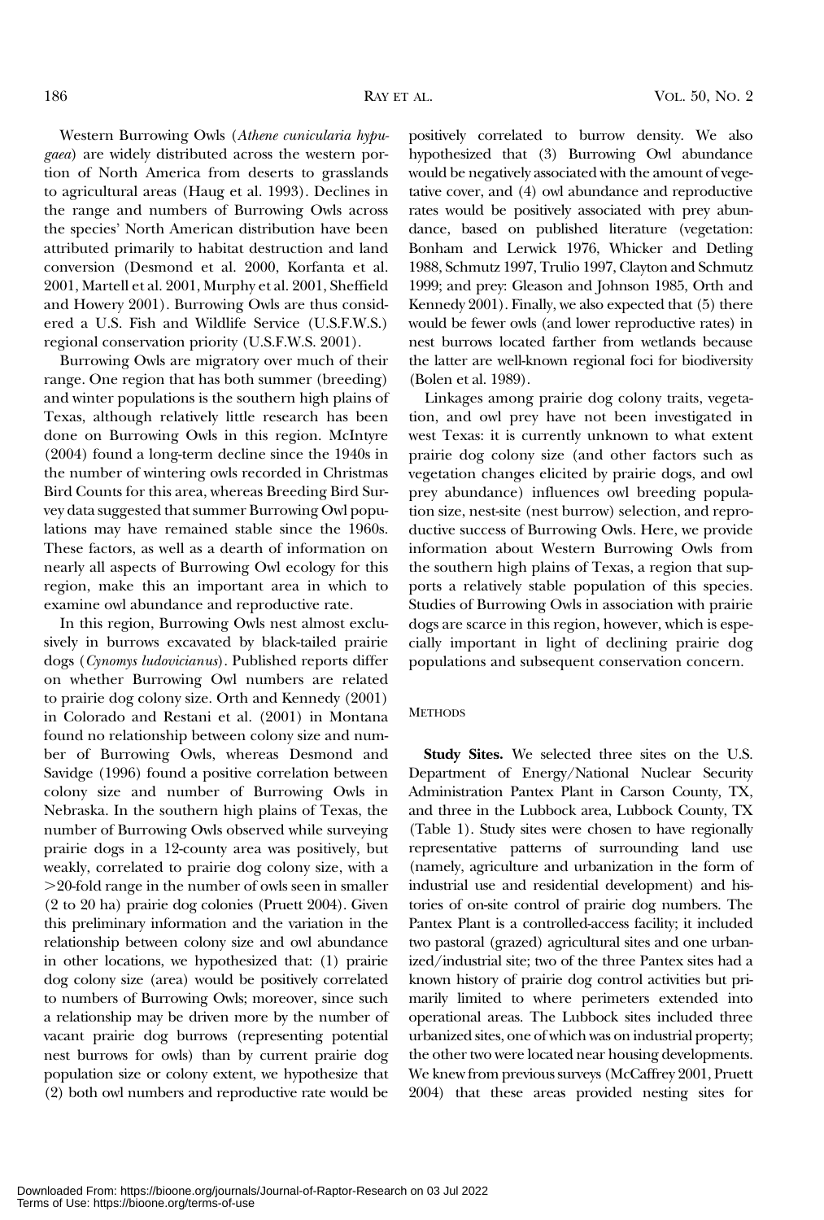Western Burrowing Owls (*Athene cunicularia hypugaea*) are widely distributed across the western portion of North America from deserts to grasslands to agricultural areas (Haug et al. 1993). Declines in the range and numbers of Burrowing Owls across the species' North American distribution have been attributed primarily to habitat destruction and land conversion (Desmond et al. 2000, Korfanta et al. 2001, Martell et al. 2001, Murphy et al. 2001, Sheffield and Howery 2001). Burrowing Owls are thus considered a U.S. Fish and Wildlife Service (U.S.F.W.S.) regional conservation priority (U.S.F.W.S. 2001).

Burrowing Owls are migratory over much of their range. One region that has both summer (breeding) and winter populations is the southern high plains of Texas, although relatively little research has been done on Burrowing Owls in this region. McIntyre (2004) found a long-term decline since the 1940s in the number of wintering owls recorded in Christmas Bird Counts for this area, whereas Breeding Bird Survey data suggested that summer Burrowing Owl populations may have remained stable since the 1960s. These factors, as well as a dearth of information on nearly all aspects of Burrowing Owl ecology for this region, make this an important area in which to examine owl abundance and reproductive rate.

In this region, Burrowing Owls nest almost exclusively in burrows excavated by black-tailed prairie dogs (*Cynomys ludovicianus*). Published reports differ on whether Burrowing Owl numbers are related to prairie dog colony size. Orth and Kennedy (2001) in Colorado and Restani et al. (2001) in Montana found no relationship between colony size and number of Burrowing Owls, whereas Desmond and Savidge (1996) found a positive correlation between colony size and number of Burrowing Owls in Nebraska. In the southern high plains of Texas, the number of Burrowing Owls observed while surveying prairie dogs in a 12-county area was positively, but weakly, correlated to prairie dog colony size, with a >20-fold range in the number of owls seen in smaller (2 to 20 ha) prairie dog colonies (Pruett 2004). Given this preliminary information and the variation in the relationship between colony size and owl abundance in other locations, we hypothesized that: (1) prairie dog colony size (area) would be positively correlated to numbers of Burrowing Owls; moreover, since such a relationship may be driven more by the number of vacant prairie dog burrows (representing potential nest burrows for owls) than by current prairie dog population size or colony extent, we hypothesize that (2) both owl numbers and reproductive rate would be positively correlated to burrow density. We also hypothesized that (3) Burrowing Owl abundance would be negatively associated with the amount of vegetative cover, and (4) owl abundance and reproductive rates would be positively associated with prey abundance, based on published literature (vegetation: Bonham and Lerwick 1976, Whicker and Detling 1988, Schmutz 1997, Trulio 1997, Clayton and Schmutz 1999; and prey: Gleason and Johnson 1985, Orth and Kennedy 2001). Finally, we also expected that (5) there would be fewer owls (and lower reproductive rates) in nest burrows located farther from wetlands because the latter are well-known regional foci for biodiversity (Bolen et al. 1989).

Linkages among prairie dog colony traits, vegetation, and owl prey have not been investigated in west Texas: it is currently unknown to what extent prairie dog colony size (and other factors such as vegetation changes elicited by prairie dogs, and owl prey abundance) influences owl breeding population size, nest-site (nest burrow) selection, and reproductive success of Burrowing Owls. Here, we provide information about Western Burrowing Owls from the southern high plains of Texas, a region that supports a relatively stable population of this species. Studies of Burrowing Owls in association with prairie dogs are scarce in this region, however, which is especially important in light of declining prairie dog populations and subsequent conservation concern.

## METHODS

**Study Sites.** We selected three sites on the U.S. Department of Energy/National Nuclear Security Administration Pantex Plant in Carson County, TX, and three in the Lubbock area, Lubbock County, TX (Table 1). Study sites were chosen to have regionally representative patterns of surrounding land use (namely, agriculture and urbanization in the form of industrial use and residential development) and histories of on-site control of prairie dog numbers. The Pantex Plant is a controlled-access facility; it included two pastoral (grazed) agricultural sites and one urbanized/industrial site; two of the three Pantex sites had a known history of prairie dog control activities but primarily limited to where perimeters extended into operational areas. The Lubbock sites included three urbanized sites, one of which was on industrial property; the other two were located near housing developments. We knew from previous surveys (McCaffrey 2001, Pruett 2004) that these areas provided nesting sites for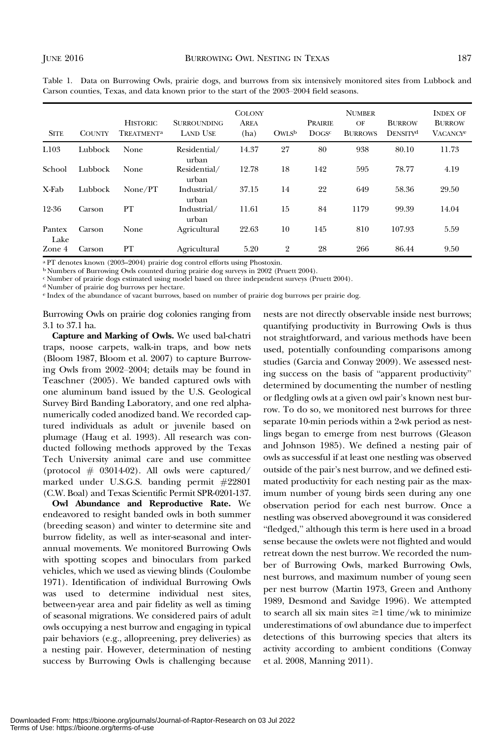Table 1. Data on Burrowing Owls, prairie dogs, and burrows from six intensively monitored sites from Lubbock and Carson counties, Texas, and data known prior to the start of the 2003–2004 field seasons.

| Site | County | Historic Treatment[a] | Surrounding Land Use | Colony Area (ha) | Owls[b] | Prairie Dogs[c] | Number of Burrows | Burrow Density[d] | Index of Burrow Vacancy[e] |
|---|---|---|---|---|---|---|---|---|---|
| L103 | Lubbock | None | Residential/urban | 14.37 | 27 | 80 | 938 | 80.10 | 11.73 |
| School | Lubbock | None | Residential/urban | 12.78 | 18 | 142 | 595 | 78.77 | 4.19 |
| X-Fab | Lubbock | None/PT | Industrial/urban | 37.15 | 14 | 22 | 649 | 58.36 | 29.50 |
| 12-36 | Carson | PT | Industrial/urban | 11.61 | 15 | 84 | 1179 | 99.39 | 14.04 |
| Pantex Lake | Carson | None | Agricultural | 22.63 | 10 | 145 | 810 | 107.93 | 5.59 |
| Zone 4 | Carson | PT | Agricultural | 5.20 | 2 | 28 | 266 | 86.44 | 9.50 |

[a] PT denotes known (2003–2004) prairie dog control efforts using Phostoxin.
[b] Numbers of Burrowing Owls counted during prairie dog surveys in 2002 (Pruett 2004).
[c] Number of prairie dogs estimated using model based on three independent surveys (Pruett 2004).
[d] Number of prairie dog burrows per hectare.
[e] Index of the abundance of vacant burrows, based on number of prairie dog burrows per prairie dog.

Burrowing Owls on prairie dog colonies ranging from 3.1 to 37.1 ha.

**Capture and Marking of Owls.** We used bal-chatri traps, noose carpets, walk-in traps, and bow nets (Bloom 1987, Bloom et al. 2007) to capture Burrowing Owls from 2002–2004; details may be found in Teaschner (2005). We banded captured owls with one aluminum band issued by the U.S. Geological Survey Bird Banding Laboratory, and one red alphanumerically coded anodized band. We recorded captured individuals as adult or juvenile based on plumage (Haug et al. 1993). All research was conducted following methods approved by the Texas Tech University animal care and use committee (protocol # 03014-02). All owls were captured/marked under U.S.G.S. banding permit #22801 (C.W. Boal) and Texas Scientific Permit SPR-0201-137.

**Owl Abundance and Reproductive Rate.** We endeavored to resight banded owls in both summer (breeding season) and winter to determine site and burrow fidelity, as well as inter-seasonal and inter-annual movements. We monitored Burrowing Owls with spotting scopes and binoculars from parked vehicles, which we used as viewing blinds (Coulombe 1971). Identification of individual Burrowing Owls was used to determine individual nest sites, between-year area and pair fidelity as well as timing of seasonal migrations. We considered pairs of adult owls occupying a nest burrow and engaging in typical pair behaviors (e.g., allopreening, prey deliveries) as a nesting pair. However, determination of nesting success by Burrowing Owls is challenging because nests are not directly observable inside nest burrows; quantifying productivity in Burrowing Owls is thus not straightforward, and various methods have been used, potentially confounding comparisons among studies (Garcia and Conway 2009). We assessed nesting success on the basis of "apparent productivity" determined by documenting the number of nestling or fledgling owls at a given owl pair's known nest burrow. To do so, we monitored nest burrows for three separate 10-min periods within a 2-wk period as nestlings began to emerge from nest burrows (Gleason and Johnson 1985). We defined a nesting pair of owls as successful if at least one nestling was observed outside of the pair's nest burrow, and we defined estimated productivity for each nesting pair as the maximum number of young birds seen during any one observation period for each nest burrow. Once a nestling was observed aboveground it was considered "fledged," although this term is here used in a broad sense because the owlets were not flighted and would retreat down the nest burrow. We recorded the number of Burrowing Owls, marked Burrowing Owls, nest burrows, and maximum number of young seen per nest burrow (Martin 1973, Green and Anthony 1989, Desmond and Savidge 1996). We attempted to search all six main sites ≥1 time/wk to minimize underestimations of owl abundance due to imperfect detections of this burrowing species that alters its activity according to ambient conditions (Conway et al. 2008, Manning 2011).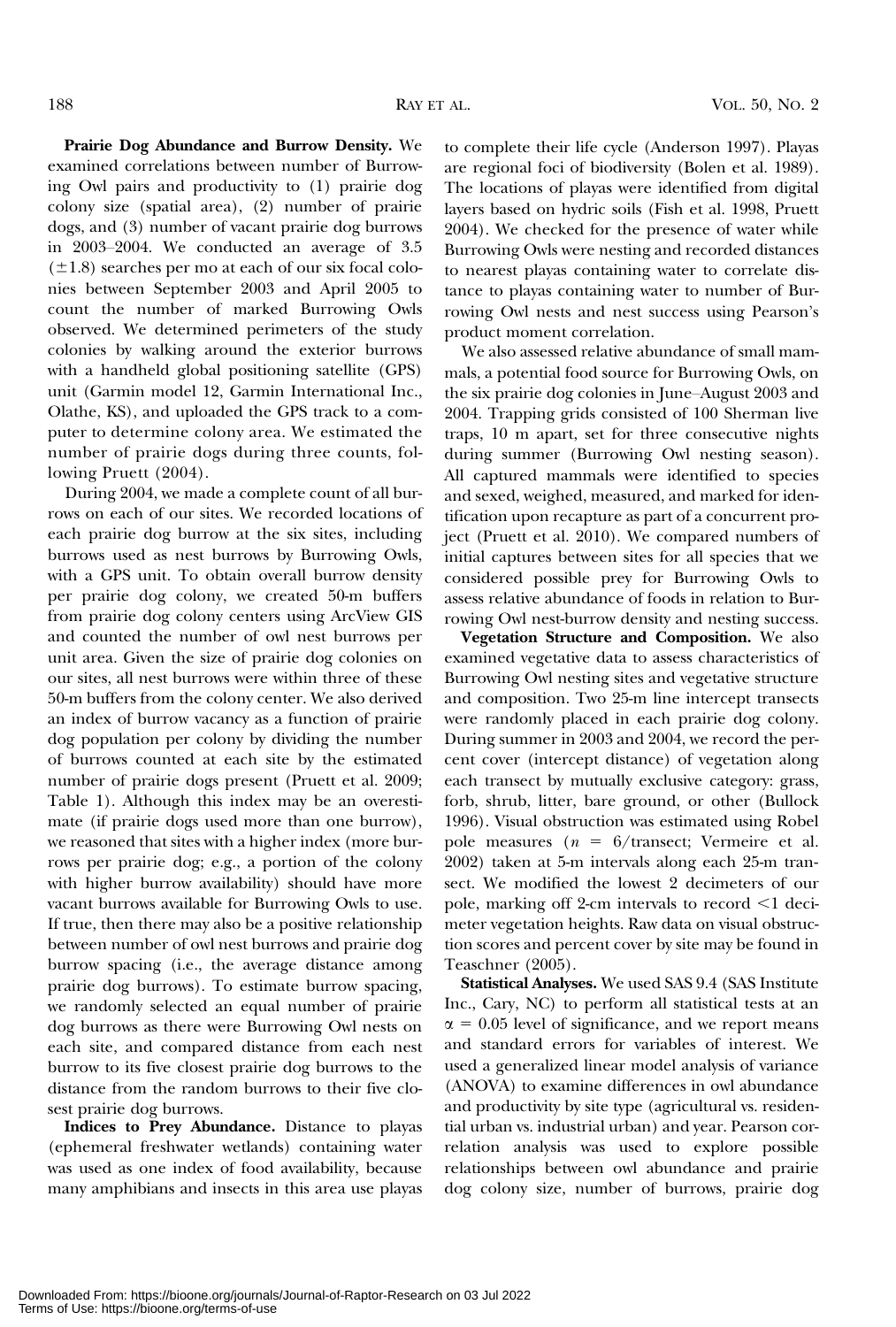**Prairie Dog Abundance and Burrow Density.** We examined correlations between number of Burrowing Owl pairs and productivity to (1) prairie dog colony size (spatial area), (2) number of prairie dogs, and (3) number of vacant prairie dog burrows in 2003–2004. We conducted an average of 3.5 ($\pm$1.8) searches per mo at each of our six focal colonies between September 2003 and April 2005 to count the number of marked Burrowing Owls observed. We determined perimeters of the study colonies by walking around the exterior burrows with a handheld global positioning satellite (GPS) unit (Garmin model 12, Garmin International Inc., Olathe, KS), and uploaded the GPS track to a computer to determine colony area. We estimated the number of prairie dogs during three counts, following Pruett (2004).

During 2004, we made a complete count of all burrows on each of our sites. We recorded locations of each prairie dog burrow at the six sites, including burrows used as nest burrows by Burrowing Owls, with a GPS unit. To obtain overall burrow density per prairie dog colony, we created 50-m buffers from prairie dog colony centers using ArcView GIS and counted the number of owl nest burrows per unit area. Given the size of prairie dog colonies on our sites, all nest burrows were within three of these 50-m buffers from the colony center. We also derived an index of burrow vacancy as a function of prairie dog population per colony by dividing the number of burrows counted at each site by the estimated number of prairie dogs present (Pruett et al. 2009; Table 1). Although this index may be an overestimate (if prairie dogs used more than one burrow), we reasoned that sites with a higher index (more burrows per prairie dog; e.g., a portion of the colony with higher burrow availability) should have more vacant burrows available for Burrowing Owls to use. If true, then there may also be a positive relationship between number of owl nest burrows and prairie dog burrow spacing (i.e., the average distance among prairie dog burrows). To estimate burrow spacing, we randomly selected an equal number of prairie dog burrows as there were Burrowing Owl nests on each site, and compared distance from each nest burrow to its five closest prairie dog burrows to the distance from the random burrows to their five closest prairie dog burrows.

**Indices to Prey Abundance.** Distance to playas (ephemeral freshwater wetlands) containing water was used as one index of food availability, because many amphibians and insects in this area use playas to complete their life cycle (Anderson 1997). Playas are regional foci of biodiversity (Bolen et al. 1989). The locations of playas were identified from digital layers based on hydric soils (Fish et al. 1998, Pruett 2004). We checked for the presence of water while Burrowing Owls were nesting and recorded distances to nearest playas containing water to correlate distance to playas containing water to number of Burrowing Owl nests and nest success using Pearson's product moment correlation.

We also assessed relative abundance of small mammals, a potential food source for Burrowing Owls, on the six prairie dog colonies in June–August 2003 and 2004. Trapping grids consisted of 100 Sherman live traps, 10 m apart, set for three consecutive nights during summer (Burrowing Owl nesting season). All captured mammals were identified to species and sexed, weighed, measured, and marked for identification upon recapture as part of a concurrent project (Pruett et al. 2010). We compared numbers of initial captures between sites for all species that we considered possible prey for Burrowing Owls to assess relative abundance of foods in relation to Burrowing Owl nest-burrow density and nesting success.

**Vegetation Structure and Composition.** We also examined vegetative data to assess characteristics of Burrowing Owl nesting sites and vegetative structure and composition. Two 25-m line intercept transects were randomly placed in each prairie dog colony. During summer in 2003 and 2004, we record the percent cover (intercept distance) of vegetation along each transect by mutually exclusive category: grass, forb, shrub, litter, bare ground, or other (Bullock 1996). Visual obstruction was estimated using Robel pole measures ($n = 6$/transect; Vermeire et al. 2002) taken at 5-m intervals along each 25-m transect. We modified the lowest 2 decimeters of our pole, marking off 2-cm intervals to record <1 decimeter vegetation heights. Raw data on visual obstruction scores and percent cover by site may be found in Teaschner (2005).

**Statistical Analyses.** We used SAS 9.4 (SAS Institute Inc., Cary, NC) to perform all statistical tests at an $\alpha = 0.05$ level of significance, and we report means and standard errors for variables of interest. We used a generalized linear model analysis of variance (ANOVA) to examine differences in owl abundance and productivity by site type (agricultural vs. residential urban vs. industrial urban) and year. Pearson correlation analysis was used to explore possible relationships between owl abundance and prairie dog colony size, number of burrows, prairie dog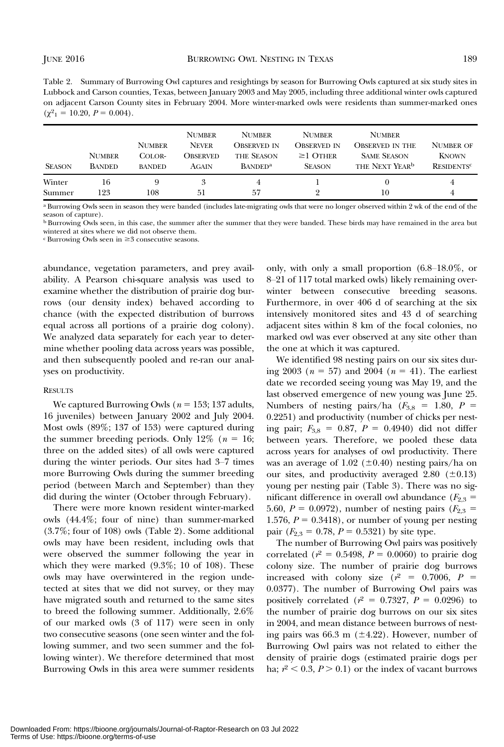Table 2. Summary of Burrowing Owl captures and resightings by season for Burrowing Owls captured at six study sites in Lubbock and Carson counties, Texas, between January 2003 and May 2005, including three additional winter owls captured on adjacent Carson County sites in February 2004. More winter-marked owls were residents than summer-marked ones ($\chi^2_1 = 10.20$, $P = 0.004$).

| Season | Number Banded | Number Color-banded | Number Never Observed Again | Number Observed in the Season Banded[a] | Number Observed in ≥1 Other Season | Number Observed in the Same Season the Next Year[b] | Number of Known Residents[c] |
|---|---|---|---|---|---|---|---|
| Winter | 16 | 9 | 3 | 4 | 1 | 0 | 4 |
| Summer | 123 | 108 | 51 | 57 | 2 | 10 | 4 |

[a] Burrowing Owls seen in season they were banded (includes late-migrating owls that were no longer observed within 2 wk of the end of the season of capture).

[b] Burrowing Owls seen, in this case, the summer after the summer that they were banded. These birds may have remained in the area but wintered at sites where we did not observe them.

[c] Burrowing Owls seen in ≥3 consecutive seasons.

abundance, vegetation parameters, and prey availability. A Pearson chi-square analysis was used to examine whether the distribution of prairie dog burrows (our density index) behaved according to chance (with the expected distribution of burrows equal across all portions of a prairie dog colony). We analyzed data separately for each year to determine whether pooling data across years was possible, and then subsequently pooled and re-ran our analyses on productivity.

## Results

We captured Burrowing Owls ($n = 153$; 137 adults, 16 juveniles) between January 2002 and July 2004. Most owls (89%; 137 of 153) were captured during the summer breeding periods. Only 12% ($n = 16$; three on the added sites) of all owls were captured during the winter periods. Our sites had 3–7 times more Burrowing Owls during the summer breeding period (between March and September) than they did during the winter (October through February).

There were more known resident winter-marked owls (44.4%; four of nine) than summer-marked (3.7%; four of 108) owls (Table 2). Some additional owls may have been resident, including owls that were observed the summer following the year in which they were marked (9.3%; 10 of 108). These owls may have overwintered in the region undetected at sites that we did not survey, or they may have migrated south and returned to the same sites to breed the following summer. Additionally, 2.6% of our marked owls (3 of 117) were seen in only two consecutive seasons (one seen winter and the following summer, and two seen summer and the following winter). We therefore determined that most Burrowing Owls in this area were summer residents only, with only a small proportion (6.8–18.0%, or 8–21 of 117 total marked owls) likely remaining overwinter between consecutive breeding seasons. Furthermore, in over 406 d of searching at the six intensively monitored sites and 43 d of searching adjacent sites within 8 km of the focal colonies, no marked owl was ever observed at any site other than the one at which it was captured.

We identified 98 nesting pairs on our six sites during 2003 ($n = 57$) and 2004 ($n = 41$). The earliest date we recorded seeing young was May 19, and the last observed emergence of new young was June 25. Numbers of nesting pairs/ha ($F_{3,8} = 1.80$, $P = 0.2251$) and productivity (number of chicks per nesting pair; $F_{3,8} = 0.87$, $P = 0.4940$) did not differ between years. Therefore, we pooled these data across years for analyses of owl productivity. There was an average of 1.02 (±0.40) nesting pairs/ha on our sites, and productivity averaged 2.80 (±0.13) young per nesting pair (Table 3). There was no significant difference in overall owl abundance ($F_{2,3} = 5.60$, $P = 0.0972$), number of nesting pairs ($F_{2,3} = 1.576$, $P = 0.3418$), or number of young per nesting pair ($F_{2,3} = 0.78$, $P = 0.5321$) by site type.

The number of Burrowing Owl pairs was positively correlated ($r^2 = 0.5498$, $P = 0.0060$) to prairie dog colony size. The number of prairie dog burrows increased with colony size ($r^2 = 0.7006$, $P = 0.0377$). The number of Burrowing Owl pairs was positively correlated ($r^2 = 0.7327$, $P = 0.0296$) to the number of prairie dog burrows on our six sites in 2004, and mean distance between burrows of nesting pairs was 66.3 m (±4.22). However, number of Burrowing Owl pairs was not related to either the density of prairie dogs (estimated prairie dogs per ha; $r^2 < 0.3$, $P > 0.1$) or the index of vacant burrows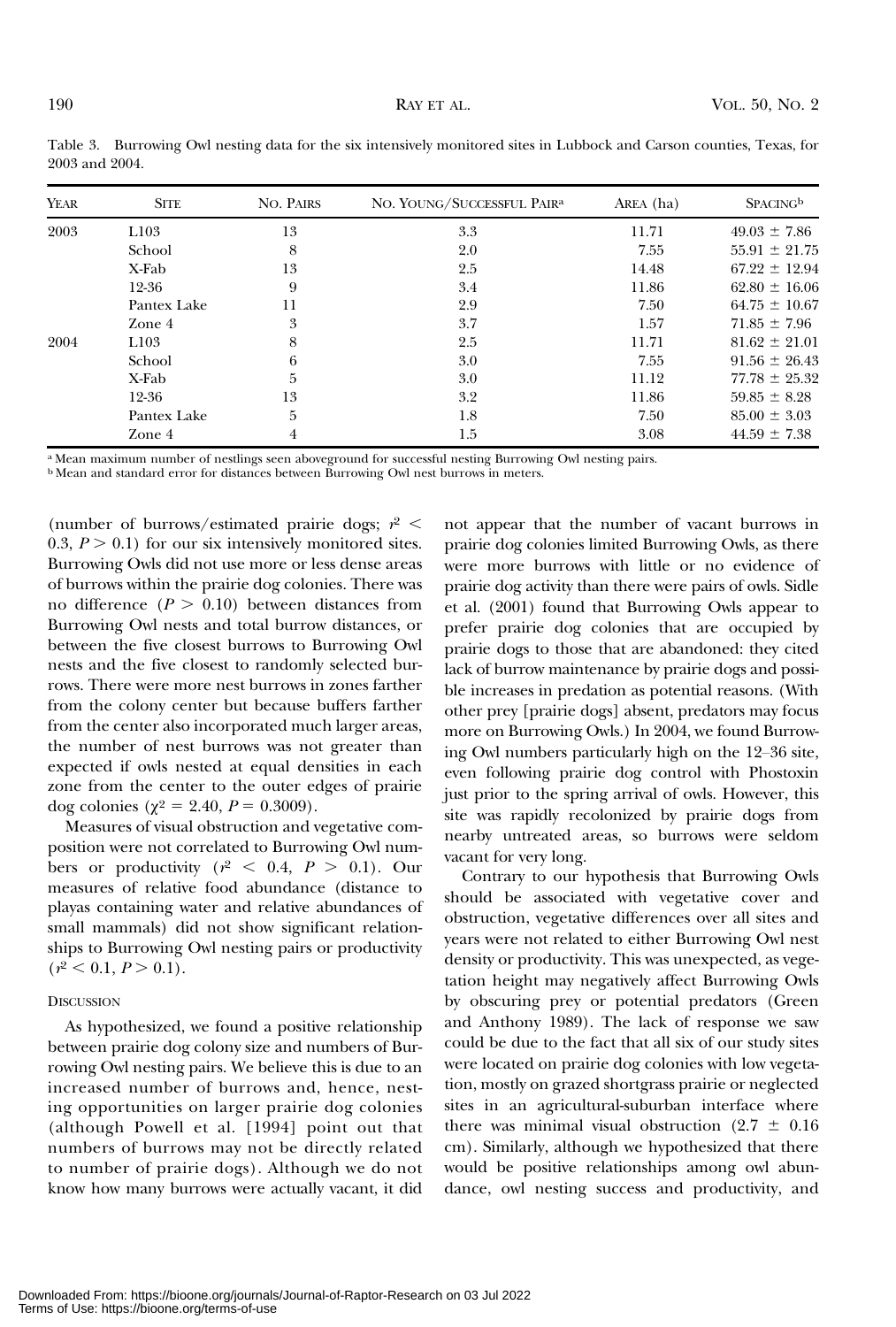Table 3. Burrowing Owl nesting data for the six intensively monitored sites in Lubbock and Carson counties, Texas, for 2003 and 2004.

| Year | Site | No. Pairs | No. Young/Successful Pair[a] | Area (ha) | Spacing[b] |
|---|---|---|---|---|---|
| 2003 | L103 | 13 | 3.3 | 11.71 | 49.03 ± 7.86 |
| | School | 8 | 2.0 | 7.55 | 55.91 ± 21.75 |
| | X-Fab | 13 | 2.5 | 14.48 | 67.22 ± 12.94 |
| | 12-36 | 9 | 3.4 | 11.86 | 62.80 ± 16.06 |
| | Pantex Lake | 11 | 2.9 | 7.50 | 64.75 ± 10.67 |
| | Zone 4 | 3 | 3.7 | 1.57 | 71.85 ± 7.96 |
| 2004 | L103 | 8 | 2.5 | 11.71 | 81.62 ± 21.01 |
| | School | 6 | 3.0 | 7.55 | 91.56 ± 26.43 |
| | X-Fab | 5 | 3.0 | 11.12 | 77.78 ± 25.32 |
| | 12-36 | 13 | 3.2 | 11.86 | 59.85 ± 8.28 |
| | Pantex Lake | 5 | 1.8 | 7.50 | 85.00 ± 3.03 |
| | Zone 4 | 4 | 1.5 | 3.08 | 44.59 ± 7.38 |

[a] Mean maximum number of nestlings seen aboveground for successful nesting Burrowing Owl nesting pairs.
[b] Mean and standard error for distances between Burrowing Owl nest burrows in meters.

(number of burrows/estimated prairie dogs; $r^2 < 0.3$, $P > 0.1$) for our six intensively monitored sites. Burrowing Owls did not use more or less dense areas of burrows within the prairie dog colonies. There was no difference ($P > 0.10$) between distances from Burrowing Owl nests and total burrow distances, or between the five closest burrows to Burrowing Owl nests and the five closest to randomly selected burrows. There were more nest burrows in zones farther from the colony center but because buffers farther from the center also incorporated much larger areas, the number of nest burrows was not greater than expected if owls nested at equal densities in each zone from the center to the outer edges of prairie dog colonies ($\chi^2 = 2.40$, $P = 0.3009$).

Measures of visual obstruction and vegetative composition were not correlated to Burrowing Owl numbers or productivity ($r^2 < 0.4$, $P > 0.1$). Our measures of relative food abundance (distance to playas containing water and relative abundances of small mammals) did not show significant relationships to Burrowing Owl nesting pairs or productivity ($r^2 < 0.1$, $P > 0.1$).

## Discussion

As hypothesized, we found a positive relationship between prairie dog colony size and numbers of Burrowing Owl nesting pairs. We believe this is due to an increased number of burrows and, hence, nesting opportunities on larger prairie dog colonies (although Powell et al. [1994] point out that numbers of burrows may not be directly related to number of prairie dogs). Although we do not know how many burrows were actually vacant, it did not appear that the number of vacant burrows in prairie dog colonies limited Burrowing Owls, as there were more burrows with little or no evidence of prairie dog activity than there were pairs of owls. Sidle et al. (2001) found that Burrowing Owls appear to prefer prairie dog colonies that are occupied by prairie dogs to those that are abandoned: they cited lack of burrow maintenance by prairie dogs and possible increases in predation as potential reasons. (With other prey [prairie dogs] absent, predators may focus more on Burrowing Owls.) In 2004, we found Burrowing Owl numbers particularly high on the 12–36 site, even following prairie dog control with Phostoxin just prior to the spring arrival of owls. However, this site was rapidly recolonized by prairie dogs from nearby untreated areas, so burrows were seldom vacant for very long.

Contrary to our hypothesis that Burrowing Owls should be associated with vegetative cover and obstruction, vegetative differences over all sites and years were not related to either Burrowing Owl nest density or productivity. This was unexpected, as vegetation height may negatively affect Burrowing Owls by obscuring prey or potential predators (Green and Anthony 1989). The lack of response we saw could be due to the fact that all six of our study sites were located on prairie dog colonies with low vegetation, mostly on grazed shortgrass prairie or neglected sites in an agricultural-suburban interface where there was minimal visual obstruction (2.7 ± 0.16 cm). Similarly, although we hypothesized that there would be positive relationships among owl abundance, owl nesting success and productivity, and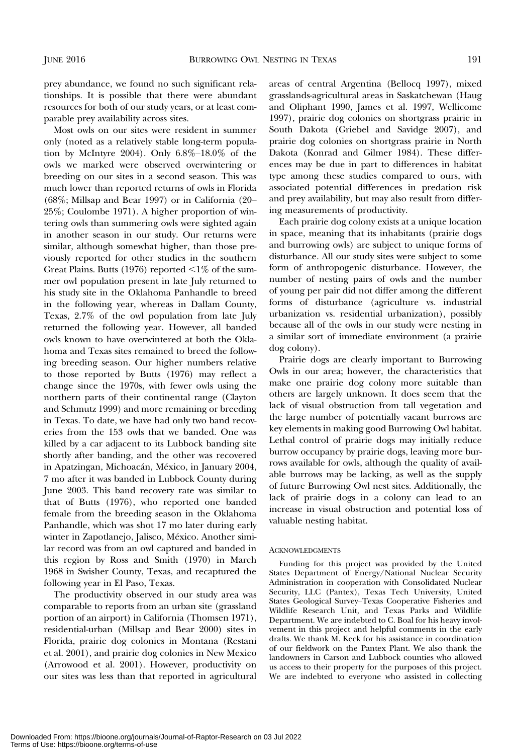prey abundance, we found no such significant relationships. It is possible that there were abundant resources for both of our study years, or at least comparable prey availability across sites.

Most owls on our sites were resident in summer only (noted as a relatively stable long-term population by McIntyre 2004). Only 6.8%–18.0% of the owls we marked were observed overwintering or breeding on our sites in a second season. This was much lower than reported returns of owls in Florida (68%; Millsap and Bear 1997) or in California (20–25%; Coulombe 1971). A higher proportion of wintering owls than summering owls were sighted again in another season in our study. Our returns were similar, although somewhat higher, than those previously reported for other studies in the southern Great Plains. Butts (1976) reported <1% of the summer owl population present in late July returned to his study site in the Oklahoma Panhandle to breed in the following year, whereas in Dallam County, Texas, 2.7% of the owl population from late July returned the following year. However, all banded owls known to have overwintered at both the Oklahoma and Texas sites remained to breed the following breeding season. Our higher numbers relative to those reported by Butts (1976) may reflect a change since the 1970s, with fewer owls using the northern parts of their continental range (Clayton and Schmutz 1999) and more remaining or breeding in Texas. To date, we have had only two band recoveries from the 153 owls that we banded. One was killed by a car adjacent to its Lubbock banding site shortly after banding, and the other was recovered in Apatzingan, Michoacán, México, in January 2004, 7 mo after it was banded in Lubbock County during June 2003. This band recovery rate was similar to that of Butts (1976), who reported one banded female from the breeding season in the Oklahoma Panhandle, which was shot 17 mo later during early winter in Zapotlanejo, Jalisco, México. Another similar record was from an owl captured and banded in this region by Ross and Smith (1970) in March 1968 in Swisher County, Texas, and recaptured the following year in El Paso, Texas.

The productivity observed in our study area was comparable to reports from an urban site (grassland portion of an airport) in California (Thomsen 1971), residential-urban (Millsap and Bear 2000) sites in Florida, prairie dog colonies in Montana (Restani et al. 2001), and prairie dog colonies in New Mexico (Arrowood et al. 2001). However, productivity on our sites was less than that reported in agricultural areas of central Argentina (Bellocq 1997), mixed grasslands-agricultural areas in Saskatchewan (Haug and Oliphant 1990, James et al. 1997, Wellicome 1997), prairie dog colonies on shortgrass prairie in South Dakota (Griebel and Savidge 2007), and prairie dog colonies on shortgrass prairie in North Dakota (Konrad and Gilmer 1984). These differences may be due in part to differences in habitat type among these studies compared to ours, with associated potential differences in predation risk and prey availability, but may also result from differing measurements of productivity.

Each prairie dog colony exists at a unique location in space, meaning that its inhabitants (prairie dogs and burrowing owls) are subject to unique forms of disturbance. All our study sites were subject to some form of anthropogenic disturbance. However, the number of nesting pairs of owls and the number of young per pair did not differ among the different forms of disturbance (agriculture vs. industrial urbanization vs. residential urbanization), possibly because all of the owls in our study were nesting in a similar sort of immediate environment (a prairie dog colony).

Prairie dogs are clearly important to Burrowing Owls in our area; however, the characteristics that make one prairie dog colony more suitable than others are largely unknown. It does seem that the lack of visual obstruction from tall vegetation and the large number of potentially vacant burrows are key elements in making good Burrowing Owl habitat. Lethal control of prairie dogs may initially reduce burrow occupancy by prairie dogs, leaving more burrows available for owls, although the quality of available burrows may be lacking, as well as the supply of future Burrowing Owl nest sites. Additionally, the lack of prairie dogs in a colony can lead to an increase in visual obstruction and potential loss of valuable nesting habitat.

## Acknowledgments

Funding for this project was provided by the United States Department of Energy/National Nuclear Security Administration in cooperation with Consolidated Nuclear Security, LLC (Pantex), Texas Tech University, United States Geological Survey–Texas Cooperative Fisheries and Wildlife Research Unit, and Texas Parks and Wildlife Department. We are indebted to C. Boal for his heavy involvement in this project and helpful comments in the early drafts. We thank M. Keck for his assistance in coordination of our fieldwork on the Pantex Plant. We also thank the landowners in Carson and Lubbock counties who allowed us access to their property for the purposes of this project. We are indebted to everyone who assisted in collecting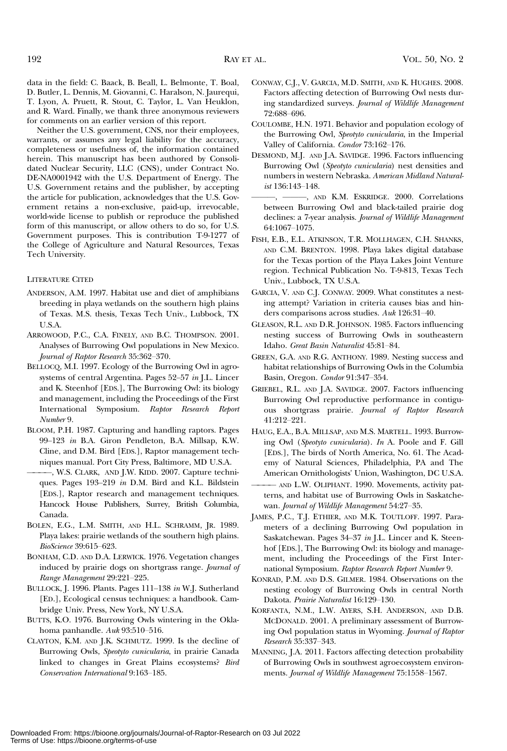data in the field: C. Baack, B. Beall, L. Belmonte, T. Boal, D. Butler, L. Dennis, M. Giovanni, C. Haralson, N. Jaurequi, T. Lyon, A. Pruett, R. Stout, C. Taylor, L. Van Heuklon, and R. Ward. Finally, we thank three anonymous reviewers for comments on an earlier version of this report.

Neither the U.S. government, CNS, nor their employees, warrants, or assumes any legal liability for the accuracy, completeness or usefulness of, the information contained herein. This manuscript has been authored by Consolidated Nuclear Security, LLC (CNS), under Contract No. DE-NA0001942 with the U.S. Department of Energy. The U.S. Government retains and the publisher, by accepting the article for publication, acknowledges that the U.S. Government retains a non-exclusive, paid-up, irrevocable, world-wide license to publish or reproduce the published form of this manuscript, or allow others to do so, for U.S. Government purposes. This is contribution T-9-1277 of the College of Agriculture and Natural Resources, Texas Tech University.

## LITERATURE CITED

ANDERSON, A.M. 1997. Habitat use and diet of amphibians breeding in playa wetlands on the southern high plains of Texas. M.S. thesis, Texas Tech Univ., Lubbock, TX U.S.A.

ARROWOOD, P.C., C.A. FINELY, AND B.C. THOMPSON. 2001. Analyses of Burrowing Owl populations in New Mexico. *Journal of Raptor Research* 35:362–370.

BELLOCQ, M.I. 1997. Ecology of the Burrowing Owl in agrosystems of central Argentina. Pages 52–57 *in* J.L. Lincer and K. Steenhof [EDS.], The Burrowing Owl: its biology and management, including the Proceedings of the First International Symposium. *Raptor Research Report Number* 9.

BLOOM, P.H. 1987. Capturing and handling raptors. Pages 99–123 *in* B.A. Giron Pendleton, B.A. Millsap, K.W. Cline, and D.M. Bird [EDS.], Raptor management techniques manual. Port City Press, Baltimore, MD U.S.A.

———, W.S. CLARK, AND J.W. KIDD. 2007. Capture techniques. Pages 193–219 *in* D.M. Bird and K.L. Bildstein [EDS.], Raptor research and management techniques. Hancock House Publishers, Surrey, British Columbia, Canada.

BOLEN, E.G., L.M. SMITH, AND H.L. SCHRAMM, JR. 1989. Playa lakes: prairie wetlands of the southern high plains. *BioScience* 39:615–623.

BONHAM, C.D. AND D.A. LERWICK. 1976. Vegetation changes induced by prairie dogs on shortgrass range. *Journal of Range Management* 29:221–225.

BULLOCK, J. 1996. Plants. Pages 111–138 *in* W.J. Sutherland [ED.], Ecological census techniques: a handbook. Cambridge Univ. Press, New York, NY U.S.A.

BUTTS, K.O. 1976. Burrowing Owls wintering in the Oklahoma panhandle. *Auk* 93:510–516.

CLAYTON, K.M. AND J.K. SCHMUTZ. 1999. Is the decline of Burrowing Owls, *Speotyto cunicularia*, in prairie Canada linked to changes in Great Plains ecosystems? *Bird Conservation International* 9:163–185.

CONWAY, C.J., V. GARCIA, M.D. SMITH, AND K. HUGHES. 2008. Factors affecting detection of Burrowing Owl nests during standardized surveys. *Journal of Wildlife Management* 72:688–696.

COULOMBE, H.N. 1971. Behavior and population ecology of the Burrowing Owl, *Speotyto cunicularia*, in the Imperial Valley of California. *Condor* 73:162–176.

DESMOND, M.J. AND J.A. SAVIDGE. 1996. Factors influencing Burrowing Owl (*Speotyto cunicularia*) nest densities and numbers in western Nebraska. *American Midland Naturalist* 136:143–148.

———, ———, AND K.M. ESKRIDGE. 2000. Correlations between Burrowing Owl and black-tailed prairie dog declines: a 7-year analysis. *Journal of Wildlife Management* 64:1067–1075.

FISH, E.B., E.L. ATKINSON, T.R. MOLLHAGEN, C.H. SHANKS, AND C.M. BRENTON. 1998. Playa lakes digital database for the Texas portion of the Playa Lakes Joint Venture region. Technical Publication No. T-9-813, Texas Tech Univ., Lubbock, TX U.S.A.

GARCIA, V. AND C.J. CONWAY. 2009. What constitutes a nesting attempt? Variation in criteria causes bias and hinders comparisons across studies. *Auk* 126:31–40.

GLEASON, R.L. AND D.R. JOHNSON. 1985. Factors influencing nesting success of Burrowing Owls in southeastern Idaho. *Great Basin Naturalist* 45:81–84.

GREEN, G.A. AND R.G. ANTHONY. 1989. Nesting success and habitat relationships of Burrowing Owls in the Columbia Basin, Oregon. *Condor* 91:347–354.

GRIEBEL, R.L. AND J.A. SAVIDGE. 2007. Factors influencing Burrowing Owl reproductive performance in contiguous shortgrass prairie. *Journal of Raptor Research* 41:212–221.

HAUG, E.A., B.A. MILLSAP, AND M.S. MARTELL. 1993. Burrowing Owl (*Speotyto cunicularia*). *In* A. Poole and F. Gill [EDS.], The birds of North America, No. 61. The Academy of Natural Sciences, Philadelphia, PA and The American Ornithologists' Union, Washington, DC U.S.A.

——— AND L.W. OLIPHANT. 1990. Movements, activity patterns, and habitat use of Burrowing Owls in Saskatchewan. *Journal of Wildlife Management* 54:27–35.

JAMES, P.C., T.J. ETHIER, AND M.K. TOUTLOFF. 1997. Parameters of a declining Burrowing Owl population in Saskatchewan. Pages 34–37 *in* J.L. Lincer and K. Steenhof [EDS.], The Burrowing Owl: its biology and management, including the Proceedings of the First International Symposium. *Raptor Research Report Number* 9.

KONRAD, P.M. AND D.S. GILMER. 1984. Observations on the nesting ecology of Burrowing Owls in central North Dakota. *Prairie Naturalist* 16:129–130.

KORFANTA, N.M., L.W. AYERS, S.H. ANDERSON, AND D.B. MCDONALD. 2001. A preliminary assessment of Burrowing Owl population status in Wyoming. *Journal of Raptor Research* 35:337–343.

MANNING, J.A. 2011. Factors affecting detection probability of Burrowing Owls in southwest agroecosystem environments. *Journal of Wildlife Management* 75:1558–1567.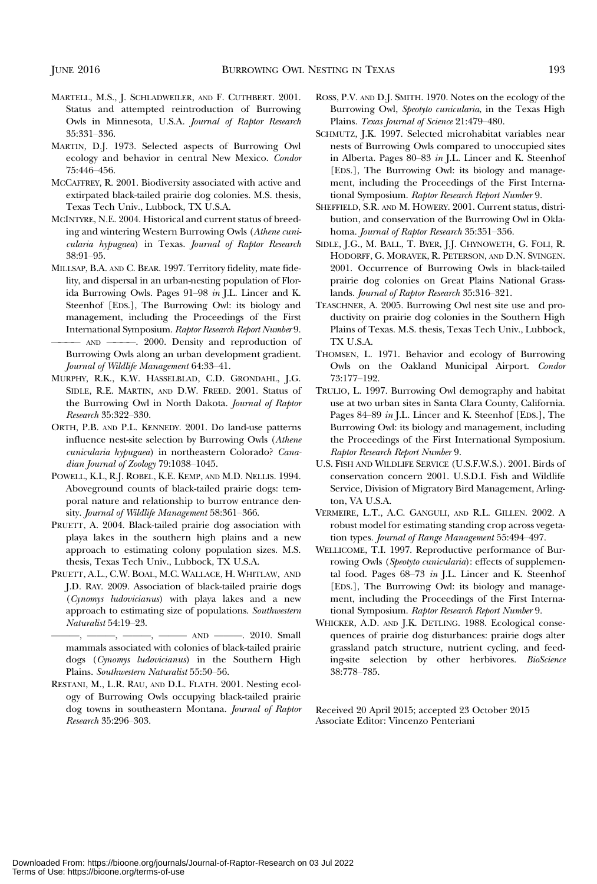MARTELL, M.S., J. SCHLADWEILER, AND F. CUTHBERT. 2001. Status and attempted reintroduction of Burrowing Owls in Minnesota, U.S.A. *Journal of Raptor Research* 35:331–336.

MARTIN, D.J. 1973. Selected aspects of Burrowing Owl ecology and behavior in central New Mexico. *Condor* 75:446–456.

MCCAFFREY, R. 2001. Biodiversity associated with active and extirpated black-tailed prairie dog colonies. M.S. thesis, Texas Tech Univ., Lubbock, TX U.S.A.

MCINTYRE, N.E. 2004. Historical and current status of breeding and wintering Western Burrowing Owls (*Athene cunicularia hypugaea*) in Texas. *Journal of Raptor Research* 38:91–95.

MILLSAP, B.A. AND C. BEAR. 1997. Territory fidelity, mate fidelity, and dispersal in an urban-nesting population of Florida Burrowing Owls. Pages 91–98 *in* J.L. Lincer and K. Steenhof [EDS.], The Burrowing Owl: its biology and management, including the Proceedings of the First International Symposium. *Raptor Research Report Number* 9.

——— AND ———. 2000. Density and reproduction of Burrowing Owls along an urban development gradient. *Journal of Wildlife Management* 64:33–41.

MURPHY, R.K., K.W. HASSELBLAD, C.D. GRONDAHL, J.G. SIDLE, R.E. MARTIN, AND D.W. FREED. 2001. Status of the Burrowing Owl in North Dakota. *Journal of Raptor Research* 35:322–330.

ORTH, P.B. AND P.L. KENNEDY. 2001. Do land-use patterns influence nest-site selection by Burrowing Owls (*Athene cunicularia hypugaea*) in northeastern Colorado? *Canadian Journal of Zoology* 79:1038–1045.

POWELL, K.L, R.J. ROBEL, K.E. KEMP, AND M.D. NELLIS. 1994. Aboveground counts of black-tailed prairie dogs: temporal nature and relationship to burrow entrance density. *Journal of Wildlife Management* 58:361–366.

PRUETT, A. 2004. Black-tailed prairie dog association with playa lakes in the southern high plains and a new approach to estimating colony population sizes. M.S. thesis, Texas Tech Univ., Lubbock, TX U.S.A.

PRUETT, A.L., C.W. BOAL, M.C. WALLACE, H. WHITLAW, AND J.D. RAY. 2009. Association of black-tailed prairie dogs (*Cynomys ludovicianus*) with playa lakes and a new approach to estimating size of populations. *Southwestern Naturalist* 54:19–23.

———, ———, ———, ——— AND ———. 2010. Small mammals associated with colonies of black-tailed prairie dogs (*Cynomys ludovicianus*) in the Southern High Plains. *Southwestern Naturalist* 55:50–56.

RESTANI, M., L.R. RAU, AND D.L. FLATH. 2001. Nesting ecology of Burrowing Owls occupying black-tailed prairie dog towns in southeastern Montana. *Journal of Raptor Research* 35:296–303.

ROSS, P.V. AND D.J. SMITH. 1970. Notes on the ecology of the Burrowing Owl, *Speotyto cunicularia*, in the Texas High Plains. *Texas Journal of Science* 21:479–480.

SCHMUTZ, J.K. 1997. Selected microhabitat variables near nests of Burrowing Owls compared to unoccupied sites in Alberta. Pages 80–83 *in* J.L. Lincer and K. Steenhof [EDS.], The Burrowing Owl: its biology and management, including the Proceedings of the First International Symposium. *Raptor Research Report Number* 9.

SHEFFIELD, S.R. AND M. HOWERY. 2001. Current status, distribution, and conservation of the Burrowing Owl in Oklahoma. *Journal of Raptor Research* 35:351–356.

SIDLE, J.G., M. BALL, T. BYER, J.J. CHYNOWETH, G. FOLI, R. HODORFF, G. MORAVEK, R. PETERSON, AND D.N. SVINGEN. 2001. Occurrence of Burrowing Owls in black-tailed prairie dog colonies on Great Plains National Grasslands. *Journal of Raptor Research* 35:316–321.

TEASCHNER, A. 2005. Burrowing Owl nest site use and productivity on prairie dog colonies in the Southern High Plains of Texas. M.S. thesis, Texas Tech Univ., Lubbock, TX U.S.A.

THOMSEN, L. 1971. Behavior and ecology of Burrowing Owls on the Oakland Municipal Airport. *Condor* 73:177–192.

TRULIO, L. 1997. Burrowing Owl demography and habitat use at two urban sites in Santa Clara County, California. Pages 84–89 *in* J.L. Lincer and K. Steenhof [EDS.], The Burrowing Owl: its biology and management, including the Proceedings of the First International Symposium. *Raptor Research Report Number* 9.

U.S. FISH AND WILDLIFE SERVICE (U.S.F.W.S.). 2001. Birds of conservation concern 2001. U.S.D.I. Fish and Wildlife Service, Division of Migratory Bird Management, Arlington, VA U.S.A.

VERMEIRE, L.T., A.C. GANGULI, AND R.L. GILLEN. 2002. A robust model for estimating standing crop across vegetation types. *Journal of Range Management* 55:494–497.

WELLICOME, T.I. 1997. Reproductive performance of Burrowing Owls (*Speotyto cunicularia*): effects of supplemental food. Pages 68–73 *in* J.L. Lincer and K. Steenhof [EDS.], The Burrowing Owl: its biology and management, including the Proceedings of the First International Symposium. *Raptor Research Report Number* 9.

WHICKER, A.D. AND J.K. DETLING. 1988. Ecological consequences of prairie dog disturbances: prairie dogs alter grassland patch structure, nutrient cycling, and feeding-site selection by other herbivores. *BioScience* 38:778–785.

Received 20 April 2015; accepted 23 October 2015
Associate Editor: Vincenzo Penteriani